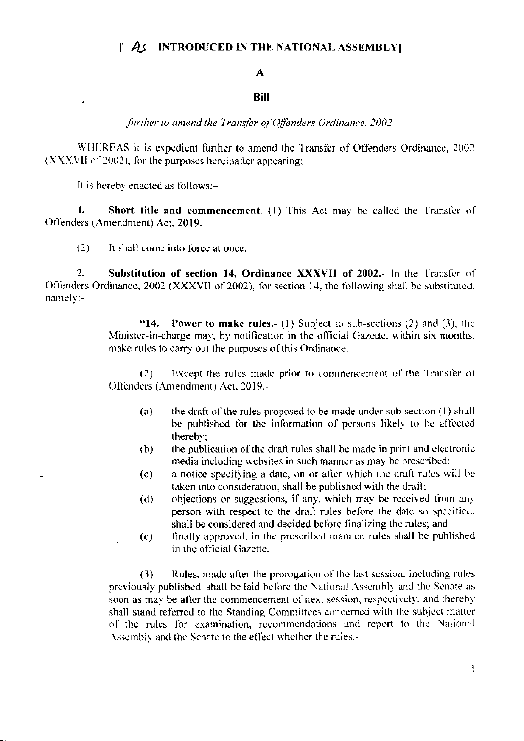[ *As* INTRODUCED IN THE NATIONAL ASSEMBLY]

# A

# Bill

*further to amend the Transfer of Offenders Ordinance, 2002*

WHEREAS it is expedient further to amend the Transfer of Offenders Ordinance, 2002 (XXXVII of 2002), for the purposes hereinafter appearing;

It is hereby enacted as follows:-

**1. Short title and commencement.**-(1) This Act may be called the Transfer of Offenders (Amendment) Act, 2019.

(2) It shall come into force at once.

**2. Substitution of section 14, Ordinance XXXVII of 2002.**- In the Transfer of Offenders Ordinance, 2002 (XXXVII of 2002), for section 14, the following shall be substituted, namely:-

> "**14. Power to make rules.**- (1) Subject to sub-sections (2) and (3), the Minister-in-charge may, by notification in the official Gazette, within six months, make rules to carry out the purposes of this Ordinance.
>
> (2) Except the rules made prior to commencement of the Transfer of Offenders (Amendment) Act, 2019,-
>
> (a) the draft of the rules proposed to be made under sub-section (1) shall be published for the information of persons likely to be affected thereby;
>
> (b) the publication of the draft rules shall be made in print and electronic media including websites in such manner as may be prescribed;
>
> (c) a notice specifying a date, on or after which the draft rules will be taken into consideration, shall be published with the draft;
>
> (d) objections or suggestions, if any, which may be received from any person with respect to the draft rules before the date so specified, shall be considered and decided before finalizing the rules; and
>
> (e) finally approved, in the prescribed manner, rules shall be published in the official Gazette.
>
> (3) Rules, made after the prorogation of the last session, including rules previously published, shall be laid before the National Assembly and the Senate as soon as may be after the commencement of next session, respectively, and thereby shall stand referred to the Standing Committees concerned with the subject matter of the rules for examination, recommendations and report to the National Assembly and the Senate to the effect whether the rules,-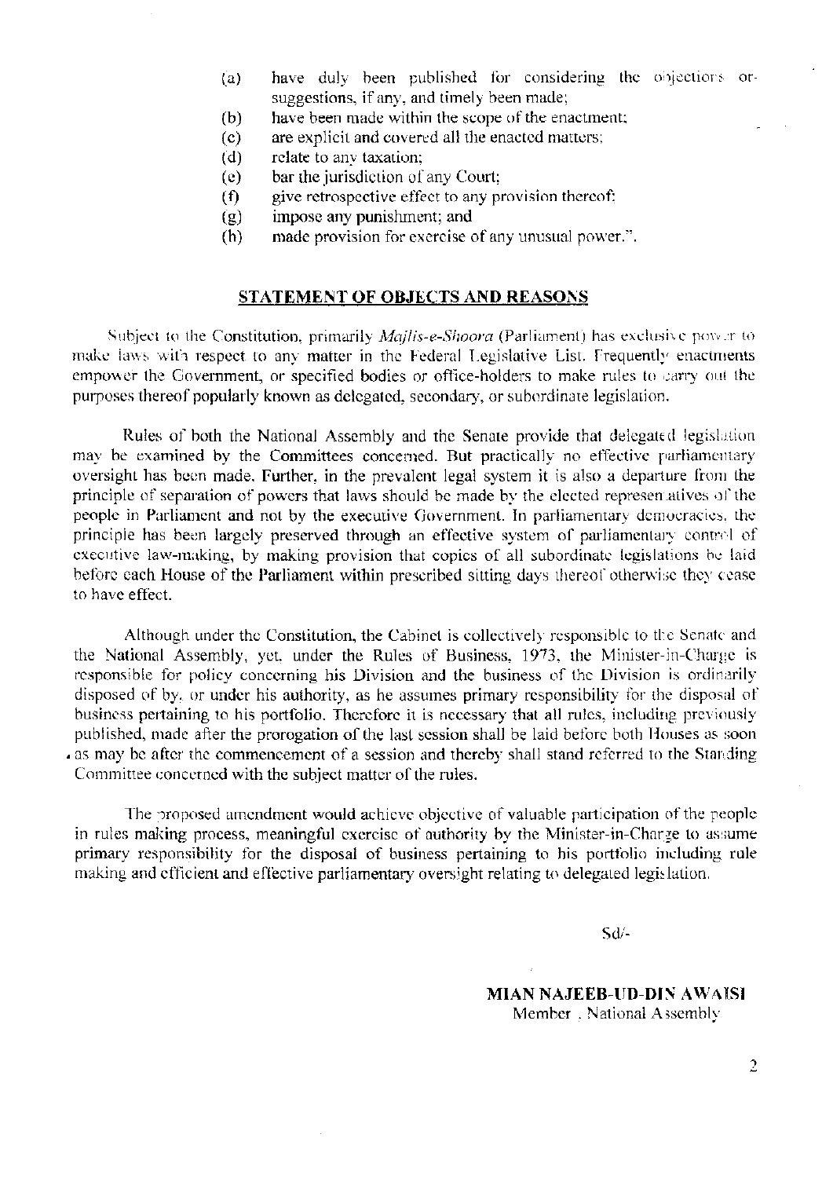(a) have duly been published for considering the objections or suggestions, if any, and timely been made;
(b) have been made within the scope of the enactment;
(c) are explicit and covered all the enacted matters;
(d) relate to any taxation;
(e) bar the jurisdiction of any Court;
(f) give retrospective effect to any provision thereof;
(g) impose any punishment; and
(h) made provision for exercise of any unusual power.".

## STATEMENT OF OBJECTS AND REASONS

Subject to the Constitution, primarily *Majlis-e-Shoora* (Parliament) has exclusive power to make laws with respect to any matter in the Federal Legislative List. Frequently enactments empower the Government, or specified bodies or office-holders to make rules to carry out the purposes thereof popularly known as delegated, secondary, or subordinate legislation.

Rules of both the National Assembly and the Senate provide that delegated legislation may be examined by the Committees concerned. But practically no effective parliamentary oversight has been made. Further, in the prevalent legal system it is also a departure from the principle of separation of powers that laws should be made by the elected representatives of the people in Parliament and not by the executive Government. In parliamentary democracies, the principle has been largely preserved through an effective system of parliamentary control of executive law-making, by making provision that copies of all subordinate legislations be laid before each House of the Parliament within prescribed sitting days thereof otherwise they cease to have effect.

Although under the Constitution, the Cabinet is collectively responsible to the Senate and the National Assembly, yet, under the Rules of Business, 1973, the Minister-in-Charge is responsible for policy concerning his Division and the business of the Division is ordinarily disposed of by, or under his authority, as he assumes primary responsibility for the disposal of business pertaining to his portfolio. Therefore it is necessary that all rules, including previously published, made after the prorogation of the last session shall be laid before both Houses as soon as may be after the commencement of a session and thereby shall stand referred to the Standing Committee concerned with the subject matter of the rules.

The proposed amendment would achieve objective of valuable participation of the people in rules making process, meaningful exercise of authority by the Minister-in-Charge to assume primary responsibility for the disposal of business pertaining to his portfolio including rule making and efficient and effective parliamentary oversight relating to delegated legislation.

Sd/-

**MIAN NAJEEB-UD-DIN AWAISI**
Member , National Assembly